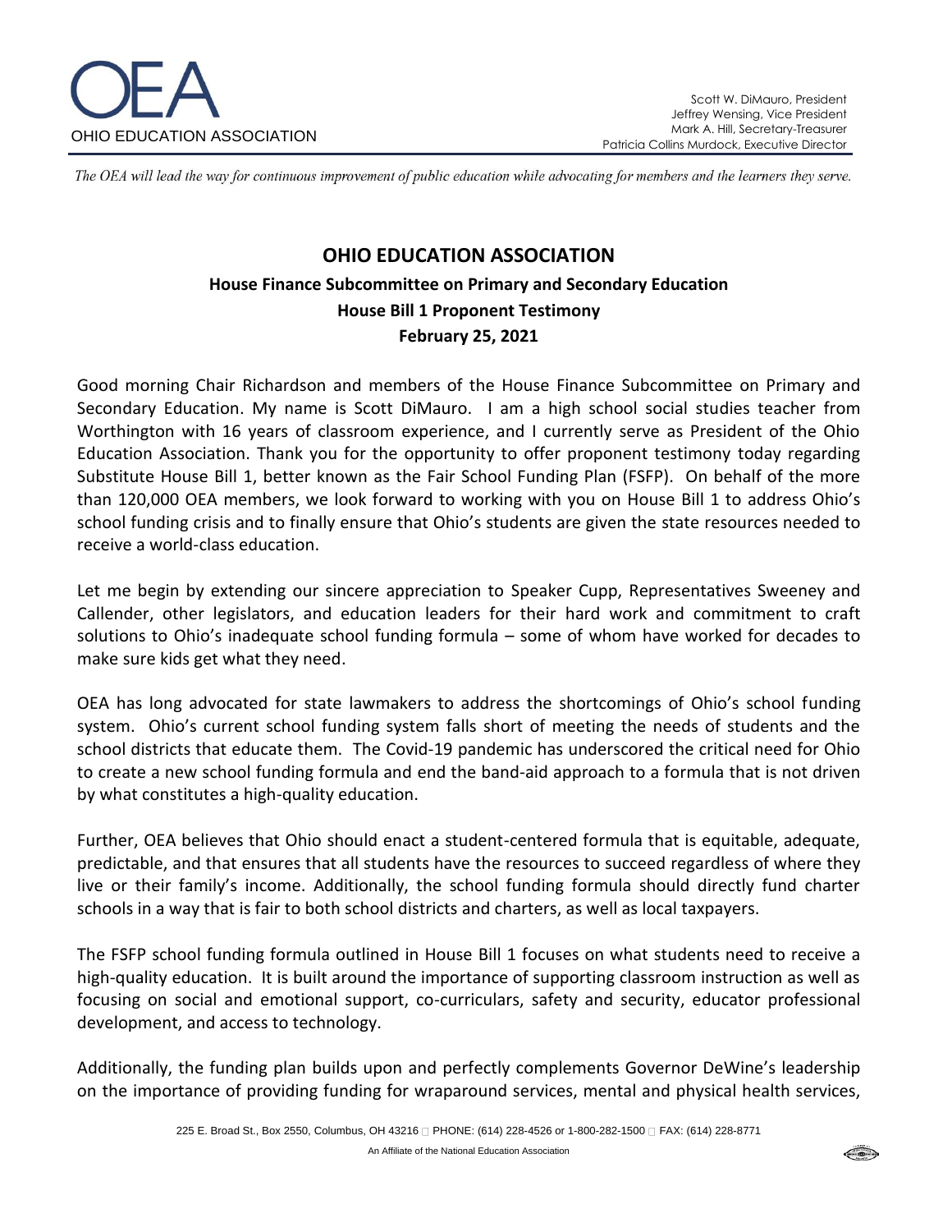OHIO EDUCATION ASSOCIATION

Scott W. DiMauro, President
Jeffrey Wensing, Vice President
Mark A. Hill, Secretary-Treasurer
Patricia Collins Murdock, Executive Director

*The OEA will lead the way for continuous improvement of public education while advocating for members and the learners they serve.*

# OHIO EDUCATION ASSOCIATION

## House Finance Subcommittee on Primary and Secondary Education
## House Bill 1 Proponent Testimony
## February 25, 2021

Good morning Chair Richardson and members of the House Finance Subcommittee on Primary and Secondary Education. My name is Scott DiMauro. I am a high school social studies teacher from Worthington with 16 years of classroom experience, and I currently serve as President of the Ohio Education Association. Thank you for the opportunity to offer proponent testimony today regarding Substitute House Bill 1, better known as the Fair School Funding Plan (FSFP). On behalf of the more than 120,000 OEA members, we look forward to working with you on House Bill 1 to address Ohio's school funding crisis and to finally ensure that Ohio's students are given the state resources needed to receive a world-class education.

Let me begin by extending our sincere appreciation to Speaker Cupp, Representatives Sweeney and Callender, other legislators, and education leaders for their hard work and commitment to craft solutions to Ohio's inadequate school funding formula – some of whom have worked for decades to make sure kids get what they need.

OEA has long advocated for state lawmakers to address the shortcomings of Ohio's school funding system. Ohio's current school funding system falls short of meeting the needs of students and the school districts that educate them. The Covid-19 pandemic has underscored the critical need for Ohio to create a new school funding formula and end the band-aid approach to a formula that is not driven by what constitutes a high-quality education.

Further, OEA believes that Ohio should enact a student-centered formula that is equitable, adequate, predictable, and that ensures that all students have the resources to succeed regardless of where they live or their family's income. Additionally, the school funding formula should directly fund charter schools in a way that is fair to both school districts and charters, as well as local taxpayers.

The FSFP school funding formula outlined in House Bill 1 focuses on what students need to receive a high-quality education. It is built around the importance of supporting classroom instruction as well as focusing on social and emotional support, co-curriculars, safety and security, educator professional development, and access to technology.

Additionally, the funding plan builds upon and perfectly complements Governor DeWine's leadership on the importance of providing funding for wraparound services, mental and physical health services,

225 E. Broad St., Box 2550, Columbus, OH 43216 PHONE: (614) 228-4526 or 1-800-282-1500 FAX: (614) 228-8771

An Affiliate of the National Education Association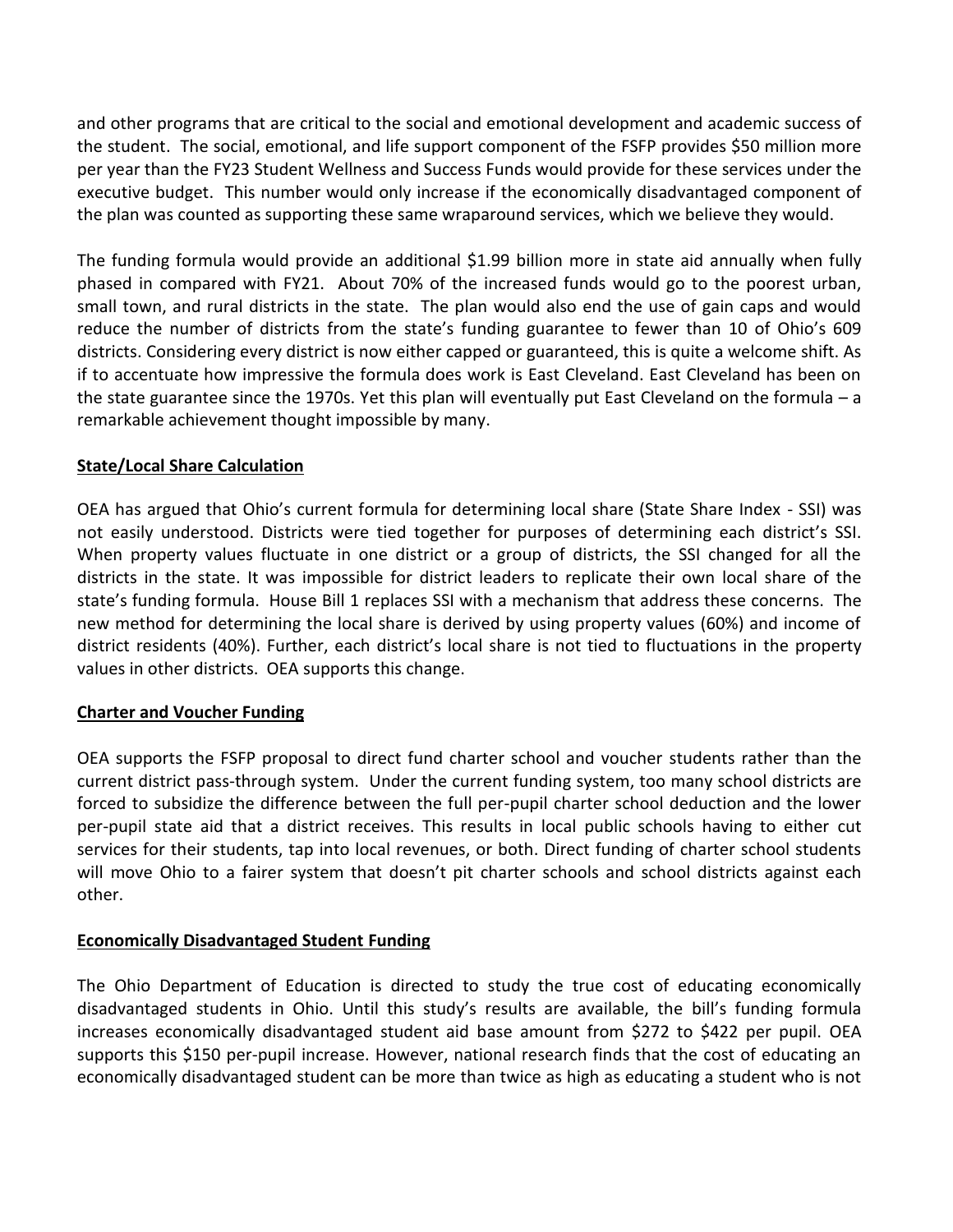and other programs that are critical to the social and emotional development and academic success of the student. The social, emotional, and life support component of the FSFP provides $50 million more per year than the FY23 Student Wellness and Success Funds would provide for these services under the executive budget. This number would only increase if the economically disadvantaged component of the plan was counted as supporting these same wraparound services, which we believe they would.

The funding formula would provide an additional $1.99 billion more in state aid annually when fully phased in compared with FY21. About 70% of the increased funds would go to the poorest urban, small town, and rural districts in the state. The plan would also end the use of gain caps and would reduce the number of districts from the state's funding guarantee to fewer than 10 of Ohio's 609 districts. Considering every district is now either capped or guaranteed, this is quite a welcome shift. As if to accentuate how impressive the formula does work is East Cleveland. East Cleveland has been on the state guarantee since the 1970s. Yet this plan will eventually put East Cleveland on the formula – a remarkable achievement thought impossible by many.

**State/Local Share Calculation**

OEA has argued that Ohio's current formula for determining local share (State Share Index - SSI) was not easily understood. Districts were tied together for purposes of determining each district's SSI. When property values fluctuate in one district or a group of districts, the SSI changed for all the districts in the state. It was impossible for district leaders to replicate their own local share of the state's funding formula. House Bill 1 replaces SSI with a mechanism that address these concerns. The new method for determining the local share is derived by using property values (60%) and income of district residents (40%). Further, each district's local share is not tied to fluctuations in the property values in other districts. OEA supports this change.

**Charter and Voucher Funding**

OEA supports the FSFP proposal to direct fund charter school and voucher students rather than the current district pass-through system. Under the current funding system, too many school districts are forced to subsidize the difference between the full per-pupil charter school deduction and the lower per-pupil state aid that a district receives. This results in local public schools having to either cut services for their students, tap into local revenues, or both. Direct funding of charter school students will move Ohio to a fairer system that doesn't pit charter schools and school districts against each other.

**Economically Disadvantaged Student Funding**

The Ohio Department of Education is directed to study the true cost of educating economically disadvantaged students in Ohio. Until this study's results are available, the bill's funding formula increases economically disadvantaged student aid base amount from $272 to $422 per pupil. OEA supports this $150 per-pupil increase. However, national research finds that the cost of educating an economically disadvantaged student can be more than twice as high as educating a student who is not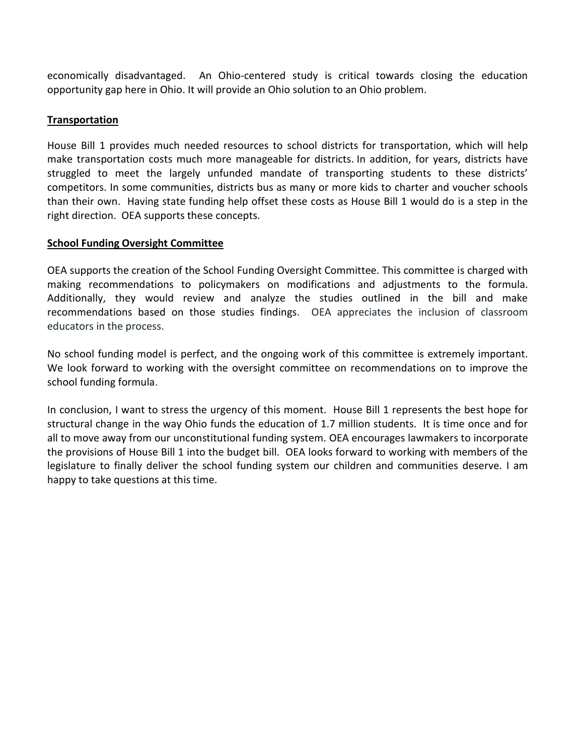economically disadvantaged. An Ohio-centered study is critical towards closing the education opportunity gap here in Ohio. It will provide an Ohio solution to an Ohio problem.

**Transportation**

House Bill 1 provides much needed resources to school districts for transportation, which will help make transportation costs much more manageable for districts. In addition, for years, districts have struggled to meet the largely unfunded mandate of transporting students to these districts' competitors. In some communities, districts bus as many or more kids to charter and voucher schools than their own. Having state funding help offset these costs as House Bill 1 would do is a step in the right direction. OEA supports these concepts.

**School Funding Oversight Committee**

OEA supports the creation of the School Funding Oversight Committee. This committee is charged with making recommendations to policymakers on modifications and adjustments to the formula. Additionally, they would review and analyze the studies outlined in the bill and make recommendations based on those studies findings. OEA appreciates the inclusion of classroom educators in the process.

No school funding model is perfect, and the ongoing work of this committee is extremely important. We look forward to working with the oversight committee on recommendations on to improve the school funding formula.

In conclusion, I want to stress the urgency of this moment. House Bill 1 represents the best hope for structural change in the way Ohio funds the education of 1.7 million students. It is time once and for all to move away from our unconstitutional funding system. OEA encourages lawmakers to incorporate the provisions of House Bill 1 into the budget bill. OEA looks forward to working with members of the legislature to finally deliver the school funding system our children and communities deserve. I am happy to take questions at this time.